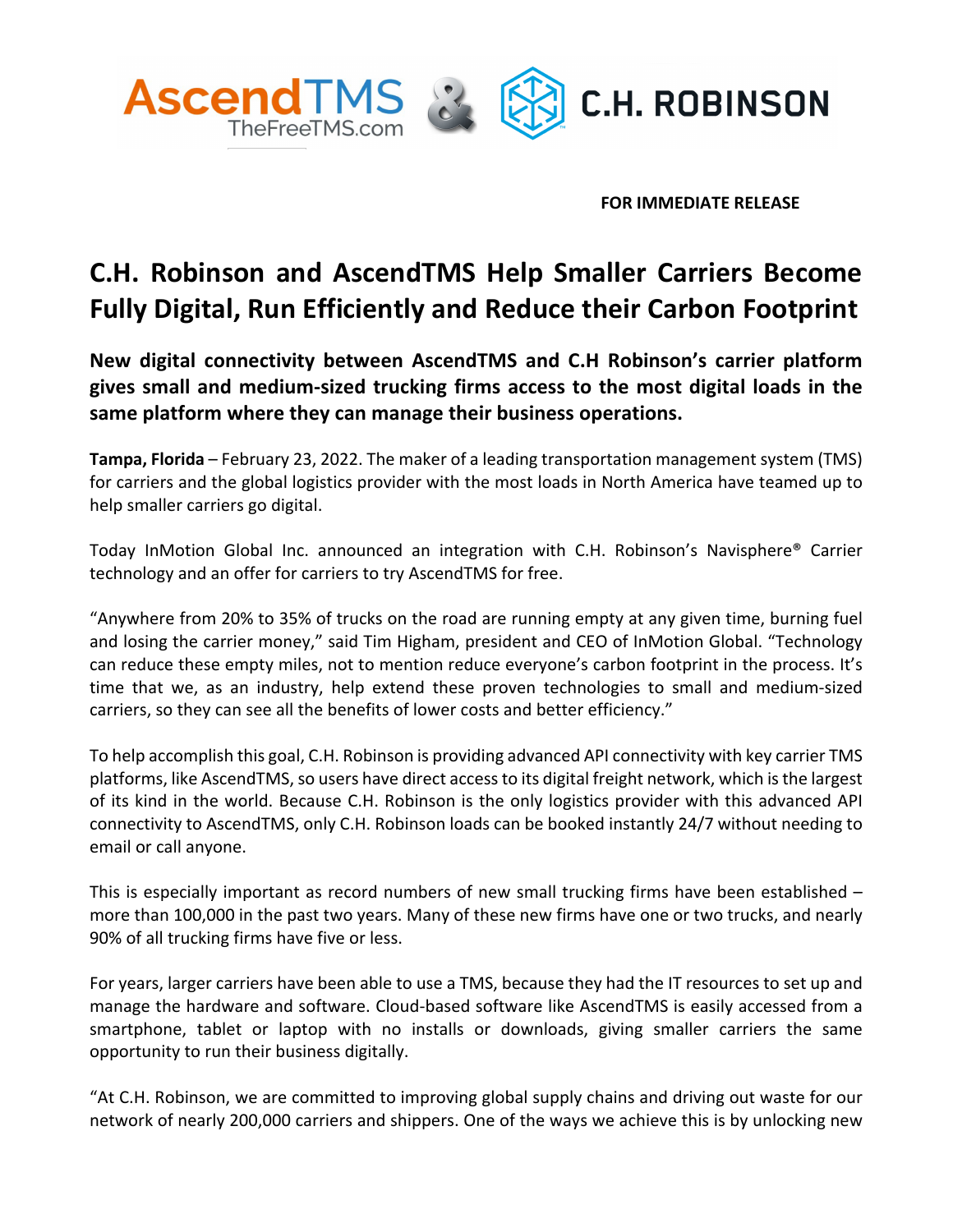**FOR IMMEDIATE RELEASE**

# C.H. Robinson and AscendTMS Help Smaller Carriers Become Fully Digital, Run Efficiently and Reduce their Carbon Footprint

## New digital connectivity between AscendTMS and C.H Robinson's carrier platform gives small and medium-sized trucking firms access to the most digital loads in the same platform where they can manage their business operations.

**Tampa, Florida** – February 23, 2022. The maker of a leading transportation management system (TMS) for carriers and the global logistics provider with the most loads in North America have teamed up to help smaller carriers go digital.

Today InMotion Global Inc. announced an integration with C.H. Robinson's Navisphere® Carrier technology and an offer for carriers to try AscendTMS for free.

"Anywhere from 20% to 35% of trucks on the road are running empty at any given time, burning fuel and losing the carrier money," said Tim Higham, president and CEO of InMotion Global. "Technology can reduce these empty miles, not to mention reduce everyone's carbon footprint in the process. It's time that we, as an industry, help extend these proven technologies to small and medium-sized carriers, so they can see all the benefits of lower costs and better efficiency."

To help accomplish this goal, C.H. Robinson is providing advanced API connectivity with key carrier TMS platforms, like AscendTMS, so users have direct access to its digital freight network, which is the largest of its kind in the world. Because C.H. Robinson is the only logistics provider with this advanced API connectivity to AscendTMS, only C.H. Robinson loads can be booked instantly 24/7 without needing to email or call anyone.

This is especially important as record numbers of new small trucking firms have been established – more than 100,000 in the past two years. Many of these new firms have one or two trucks, and nearly 90% of all trucking firms have five or less.

For years, larger carriers have been able to use a TMS, because they had the IT resources to set up and manage the hardware and software. Cloud-based software like AscendTMS is easily accessed from a smartphone, tablet or laptop with no installs or downloads, giving smaller carriers the same opportunity to run their business digitally.

"At C.H. Robinson, we are committed to improving global supply chains and driving out waste for our network of nearly 200,000 carriers and shippers. One of the ways we achieve this is by unlocking new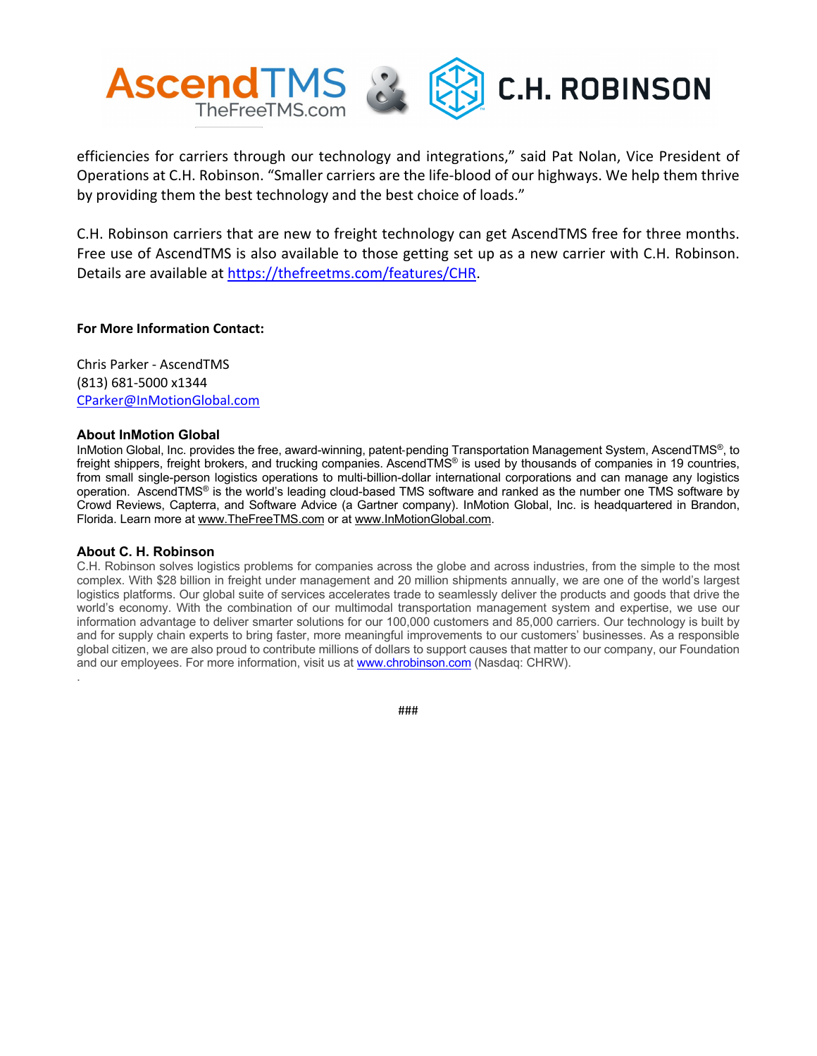efficiencies for carriers through our technology and integrations," said Pat Nolan, Vice President of Operations at C.H. Robinson. "Smaller carriers are the life-blood of our highways. We help them thrive by providing them the best technology and the best choice of loads."

C.H. Robinson carriers that are new to freight technology can get AscendTMS free for three months. Free use of AscendTMS is also available to those getting set up as a new carrier with C.H. Robinson. Details are available at https://thefreetms.com/features/CHR.

**For More Information Contact:**

Chris Parker - AscendTMS
(813) 681-5000 x1344
CParker@InMotionGlobal.com

**About InMotion Global**

InMotion Global, Inc. provides the free, award-winning, patent-pending Transportation Management System, AscendTMS®, to freight shippers, freight brokers, and trucking companies. AscendTMS® is used by thousands of companies in 19 countries, from small single-person logistics operations to multi-billion-dollar international corporations and can manage any logistics operation. AscendTMS® is the world's leading cloud-based TMS software and ranked as the number one TMS software by Crowd Reviews, Capterra, and Software Advice (a Gartner company). InMotion Global, Inc. is headquartered in Brandon, Florida. Learn more at www.TheFreeTMS.com or at www.InMotionGlobal.com.

**About C. H. Robinson**

C.H. Robinson solves logistics problems for companies across the globe and across industries, from the simple to the most complex. With $28 billion in freight under management and 20 million shipments annually, we are one of the world's largest logistics platforms. Our global suite of services accelerates trade to seamlessly deliver the products and goods that drive the world's economy. With the combination of our multimodal transportation management system and expertise, we use our information advantage to deliver smarter solutions for our 100,000 customers and 85,000 carriers. Our technology is built by and for supply chain experts to bring faster, more meaningful improvements to our customers' businesses. As a responsible global citizen, we are also proud to contribute millions of dollars to support causes that matter to our company, our Foundation and our employees. For more information, visit us at www.chrobinson.com (Nasdaq: CHRW).

###